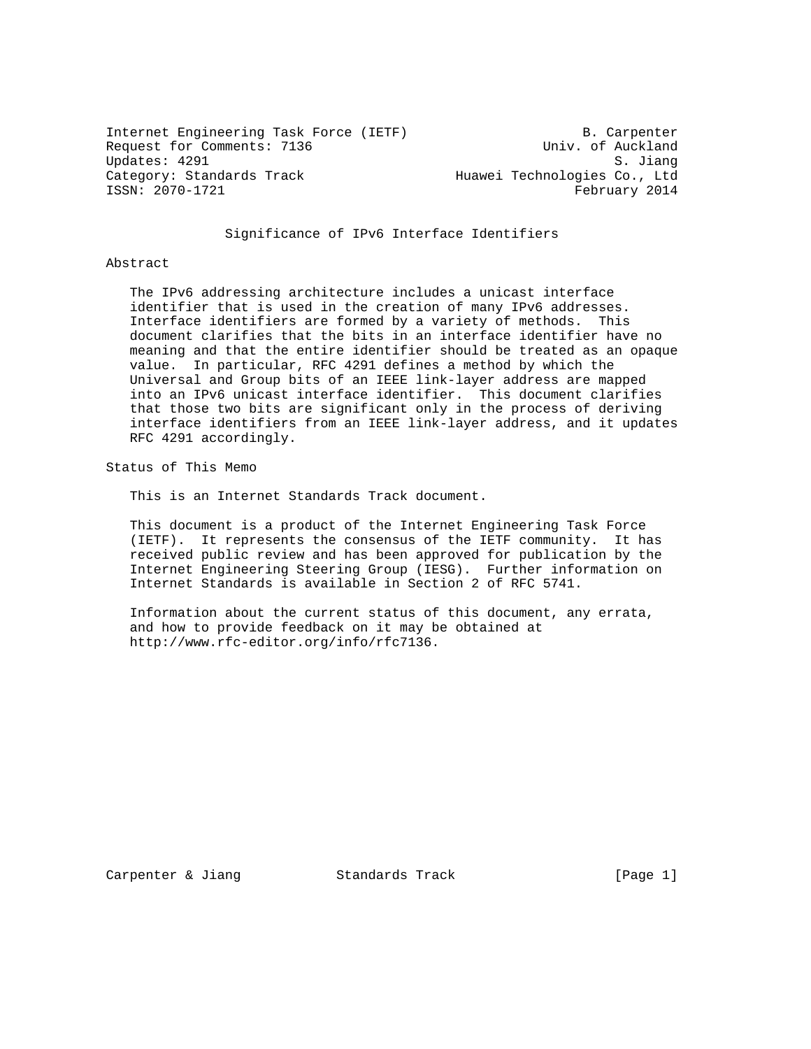Internet Engineering Task Force (IETF) B. Carpenter
Request for Comments: 7136 Univ. of Auckland
Updates: 4291 S. Jiang
Category: Standards Track Huawei Technologies Co., Ltd
ISSN: 2070-1721 February 2014

# Significance of IPv6 Interface Identifiers

## Abstract

The IPv6 addressing architecture includes a unicast interface identifier that is used in the creation of many IPv6 addresses. Interface identifiers are formed by a variety of methods. This document clarifies that the bits in an interface identifier have no meaning and that the entire identifier should be treated as an opaque value. In particular, RFC 4291 defines a method by which the Universal and Group bits of an IEEE link-layer address are mapped into an IPv6 unicast interface identifier. This document clarifies that those two bits are significant only in the process of deriving interface identifiers from an IEEE link-layer address, and it updates RFC 4291 accordingly.

## Status of This Memo

This is an Internet Standards Track document.

This document is a product of the Internet Engineering Task Force (IETF). It represents the consensus of the IETF community. It has received public review and has been approved for publication by the Internet Engineering Steering Group (IESG). Further information on Internet Standards is available in Section 2 of RFC 5741.

Information about the current status of this document, any errata, and how to provide feedback on it may be obtained at http://www.rfc-editor.org/info/rfc7136.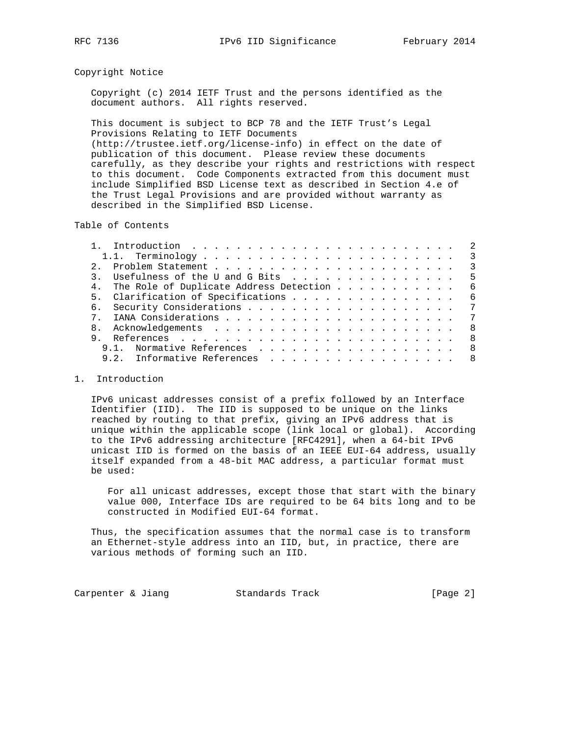## Copyright Notice

Copyright (c) 2014 IETF Trust and the persons identified as the document authors. All rights reserved.

This document is subject to BCP 78 and the IETF Trust's Legal Provisions Relating to IETF Documents (http://trustee.ietf.org/license-info) in effect on the date of publication of this document. Please review these documents carefully, as they describe your rights and restrictions with respect to this document. Code Components extracted from this document must include Simplified BSD License text as described in Section 4.e of the Trust Legal Provisions and are provided without warranty as described in the Simplified BSD License.

## Table of Contents

```
   1.  Introduction . . . . . . . . . . . . . . . . . . . . . . . .   2
     1.1.  Terminology . . . . . . . . . . . . . . . . . . . . . . .   3
   2.  Problem Statement . . . . . . . . . . . . . . . . . . . . . .   3
   3.  Usefulness of the U and G Bits  . . . . . . . . . . . . . . .   5
   4.  The Role of Duplicate Address Detection . . . . . . . . . . .   6
   5.  Clarification of Specifications . . . . . . . . . . . . . . .   6
   6.  Security Considerations . . . . . . . . . . . . . . . . . . .   7
   7.  IANA Considerations . . . . . . . . . . . . . . . . . . . . .   7
   8.  Acknowledgements  . . . . . . . . . . . . . . . . . . . . . .   8
   9.  References  . . . . . . . . . . . . . . . . . . . . . . . . .   8
     9.1.  Normative References  . . . . . . . . . . . . . . . . . .   8
     9.2.  Informative References  . . . . . . . . . . . . . . . . .   8
```

## 1. Introduction

IPv6 unicast addresses consist of a prefix followed by an Interface Identifier (IID). The IID is supposed to be unique on the links reached by routing to that prefix, giving an IPv6 address that is unique within the applicable scope (link local or global). According to the IPv6 addressing architecture [RFC4291], when a 64-bit IPv6 unicast IID is formed on the basis of an IEEE EUI-64 address, usually itself expanded from a 48-bit MAC address, a particular format must be used:

> For all unicast addresses, except those that start with the binary value 000, Interface IDs are required to be 64 bits long and to be constructed in Modified EUI-64 format.

Thus, the specification assumes that the normal case is to transform an Ethernet-style address into an IID, but, in practice, there are various methods of forming such an IID.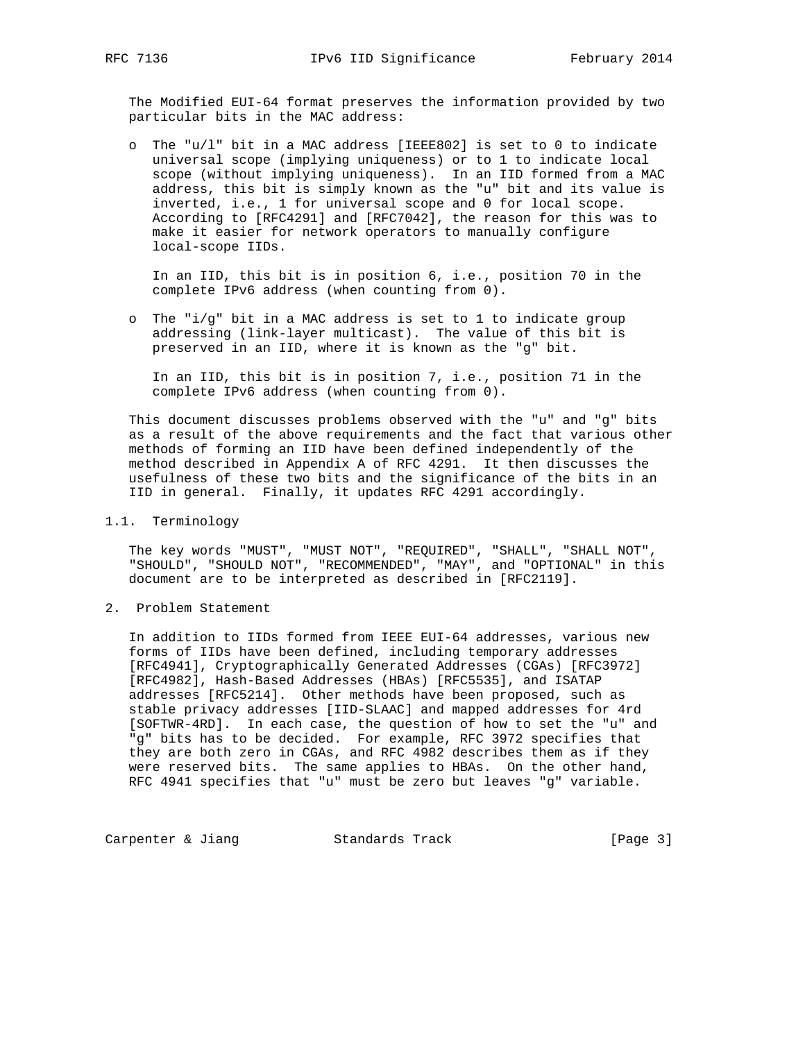The Modified EUI-64 format preserves the information provided by two particular bits in the MAC address:

- The "u/l" bit in a MAC address [IEEE802] is set to 0 to indicate universal scope (implying uniqueness) or to 1 to indicate local scope (without implying uniqueness). In an IID formed from a MAC address, this bit is simply known as the "u" bit and its value is inverted, i.e., 1 for universal scope and 0 for local scope. According to [RFC4291] and [RFC7042], the reason for this was to make it easier for network operators to manually configure local-scope IIDs.

  In an IID, this bit is in position 6, i.e., position 70 in the complete IPv6 address (when counting from 0).

- The "i/g" bit in a MAC address is set to 1 to indicate group addressing (link-layer multicast). The value of this bit is preserved in an IID, where it is known as the "g" bit.

  In an IID, this bit is in position 7, i.e., position 71 in the complete IPv6 address (when counting from 0).

This document discusses problems observed with the "u" and "g" bits as a result of the above requirements and the fact that various other methods of forming an IID have been defined independently of the method described in Appendix A of RFC 4291. It then discusses the usefulness of these two bits and the significance of the bits in an IID in general. Finally, it updates RFC 4291 accordingly.

### 1.1. Terminology

The key words "MUST", "MUST NOT", "REQUIRED", "SHALL", "SHALL NOT", "SHOULD", "SHOULD NOT", "RECOMMENDED", "MAY", and "OPTIONAL" in this document are to be interpreted as described in [RFC2119].

## 2. Problem Statement

In addition to IIDs formed from IEEE EUI-64 addresses, various new forms of IIDs have been defined, including temporary addresses [RFC4941], Cryptographically Generated Addresses (CGAs) [RFC3972] [RFC4982], Hash-Based Addresses (HBAs) [RFC5535], and ISATAP addresses [RFC5214]. Other methods have been proposed, such as stable privacy addresses [IID-SLAAC] and mapped addresses for 4rd [SOFTWR-4RD]. In each case, the question of how to set the "u" and "g" bits has to be decided. For example, RFC 3972 specifies that they are both zero in CGAs, and RFC 4982 describes them as if they were reserved bits. The same applies to HBAs. On the other hand, RFC 4941 specifies that "u" must be zero but leaves "g" variable.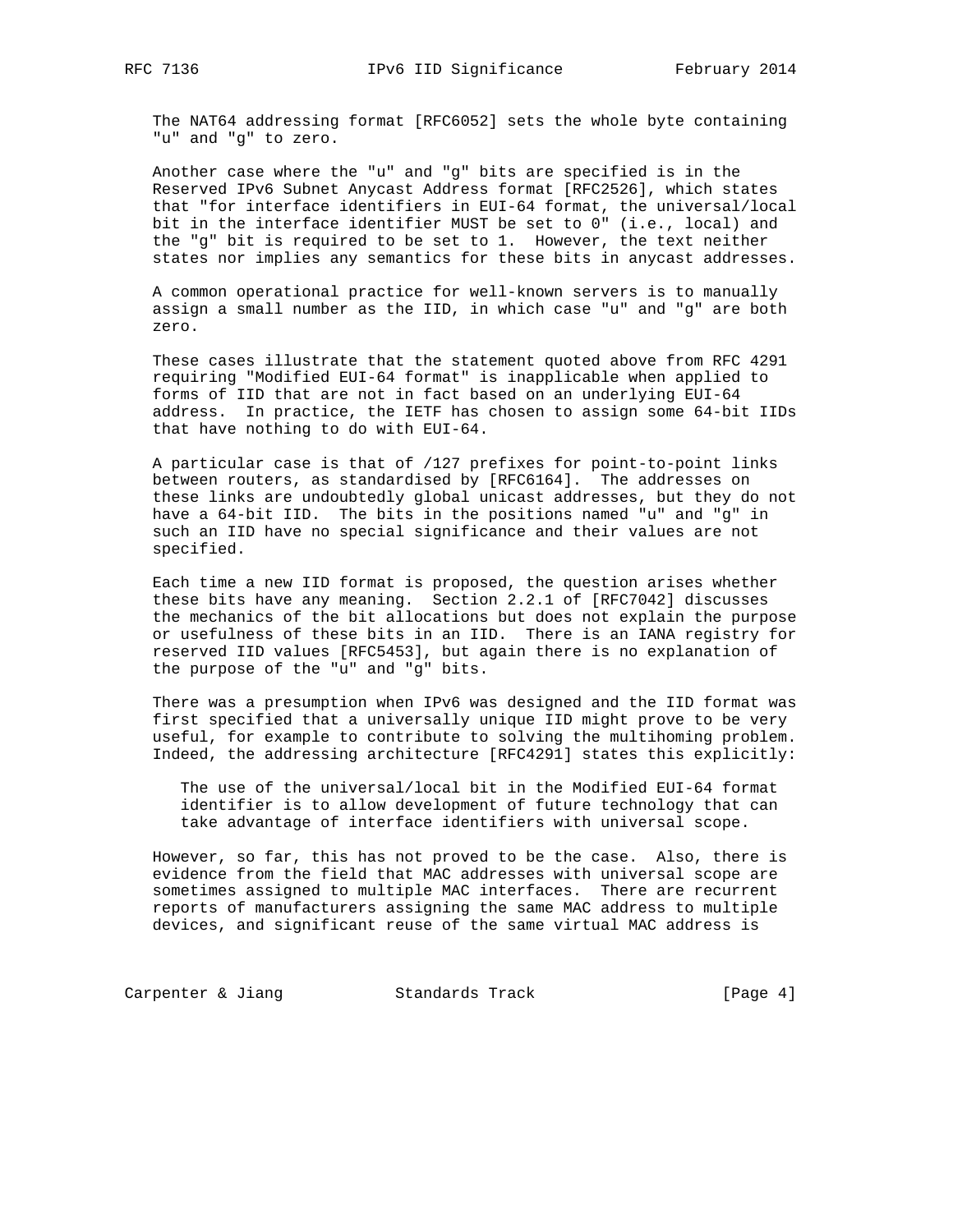The NAT64 addressing format [RFC6052] sets the whole byte containing "u" and "g" to zero.

Another case where the "u" and "g" bits are specified is in the Reserved IPv6 Subnet Anycast Address format [RFC2526], which states that "for interface identifiers in EUI-64 format, the universal/local bit in the interface identifier MUST be set to 0" (i.e., local) and the "g" bit is required to be set to 1. However, the text neither states nor implies any semantics for these bits in anycast addresses.

A common operational practice for well-known servers is to manually assign a small number as the IID, in which case "u" and "g" are both zero.

These cases illustrate that the statement quoted above from RFC 4291 requiring "Modified EUI-64 format" is inapplicable when applied to forms of IID that are not in fact based on an underlying EUI-64 address. In practice, the IETF has chosen to assign some 64-bit IIDs that have nothing to do with EUI-64.

A particular case is that of /127 prefixes for point-to-point links between routers, as standardised by [RFC6164]. The addresses on these links are undoubtedly global unicast addresses, but they do not have a 64-bit IID. The bits in the positions named "u" and "g" in such an IID have no special significance and their values are not specified.

Each time a new IID format is proposed, the question arises whether these bits have any meaning. Section 2.2.1 of [RFC7042] discusses the mechanics of the bit allocations but does not explain the purpose or usefulness of these bits in an IID. There is an IANA registry for reserved IID values [RFC5453], but again there is no explanation of the purpose of the "u" and "g" bits.

There was a presumption when IPv6 was designed and the IID format was first specified that a universally unique IID might prove to be very useful, for example to contribute to solving the multihoming problem. Indeed, the addressing architecture [RFC4291] states this explicitly:

> The use of the universal/local bit in the Modified EUI-64 format identifier is to allow development of future technology that can take advantage of interface identifiers with universal scope.

However, so far, this has not proved to be the case. Also, there is evidence from the field that MAC addresses with universal scope are sometimes assigned to multiple MAC interfaces. There are recurrent reports of manufacturers assigning the same MAC address to multiple devices, and significant reuse of the same virtual MAC address is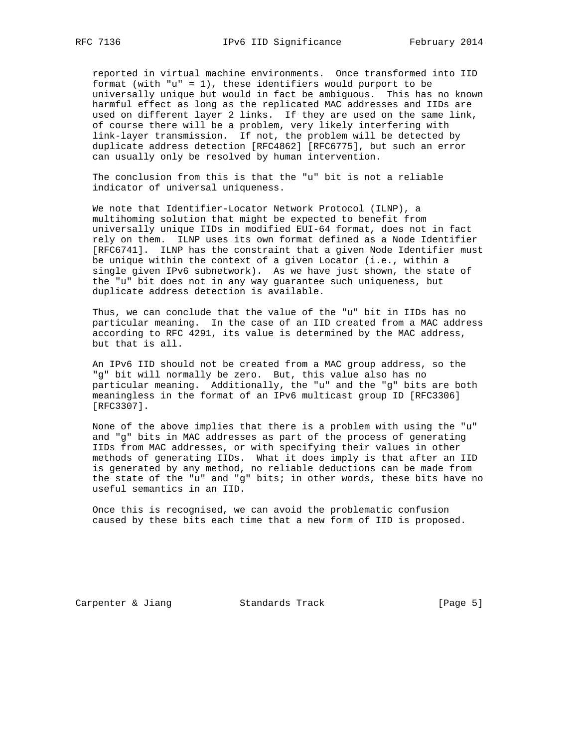reported in virtual machine environments. Once transformed into IID format (with "u" = 1), these identifiers would purport to be universally unique but would in fact be ambiguous. This has no known harmful effect as long as the replicated MAC addresses and IIDs are used on different layer 2 links. If they are used on the same link, of course there will be a problem, very likely interfering with link-layer transmission. If not, the problem will be detected by duplicate address detection [RFC4862] [RFC6775], but such an error can usually only be resolved by human intervention.

The conclusion from this is that the "u" bit is not a reliable indicator of universal uniqueness.

We note that Identifier-Locator Network Protocol (ILNP), a multihoming solution that might be expected to benefit from universally unique IIDs in modified EUI-64 format, does not in fact rely on them. ILNP uses its own format defined as a Node Identifier [RFC6741]. ILNP has the constraint that a given Node Identifier must be unique within the context of a given Locator (i.e., within a single given IPv6 subnetwork). As we have just shown, the state of the "u" bit does not in any way guarantee such uniqueness, but duplicate address detection is available.

Thus, we can conclude that the value of the "u" bit in IIDs has no particular meaning. In the case of an IID created from a MAC address according to RFC 4291, its value is determined by the MAC address, but that is all.

An IPv6 IID should not be created from a MAC group address, so the "g" bit will normally be zero. But, this value also has no particular meaning. Additionally, the "u" and the "g" bits are both meaningless in the format of an IPv6 multicast group ID [RFC3306] [RFC3307].

None of the above implies that there is a problem with using the "u" and "g" bits in MAC addresses as part of the process of generating IIDs from MAC addresses, or with specifying their values in other methods of generating IIDs. What it does imply is that after an IID is generated by any method, no reliable deductions can be made from the state of the "u" and "g" bits; in other words, these bits have no useful semantics in an IID.

Once this is recognised, we can avoid the problematic confusion caused by these bits each time that a new form of IID is proposed.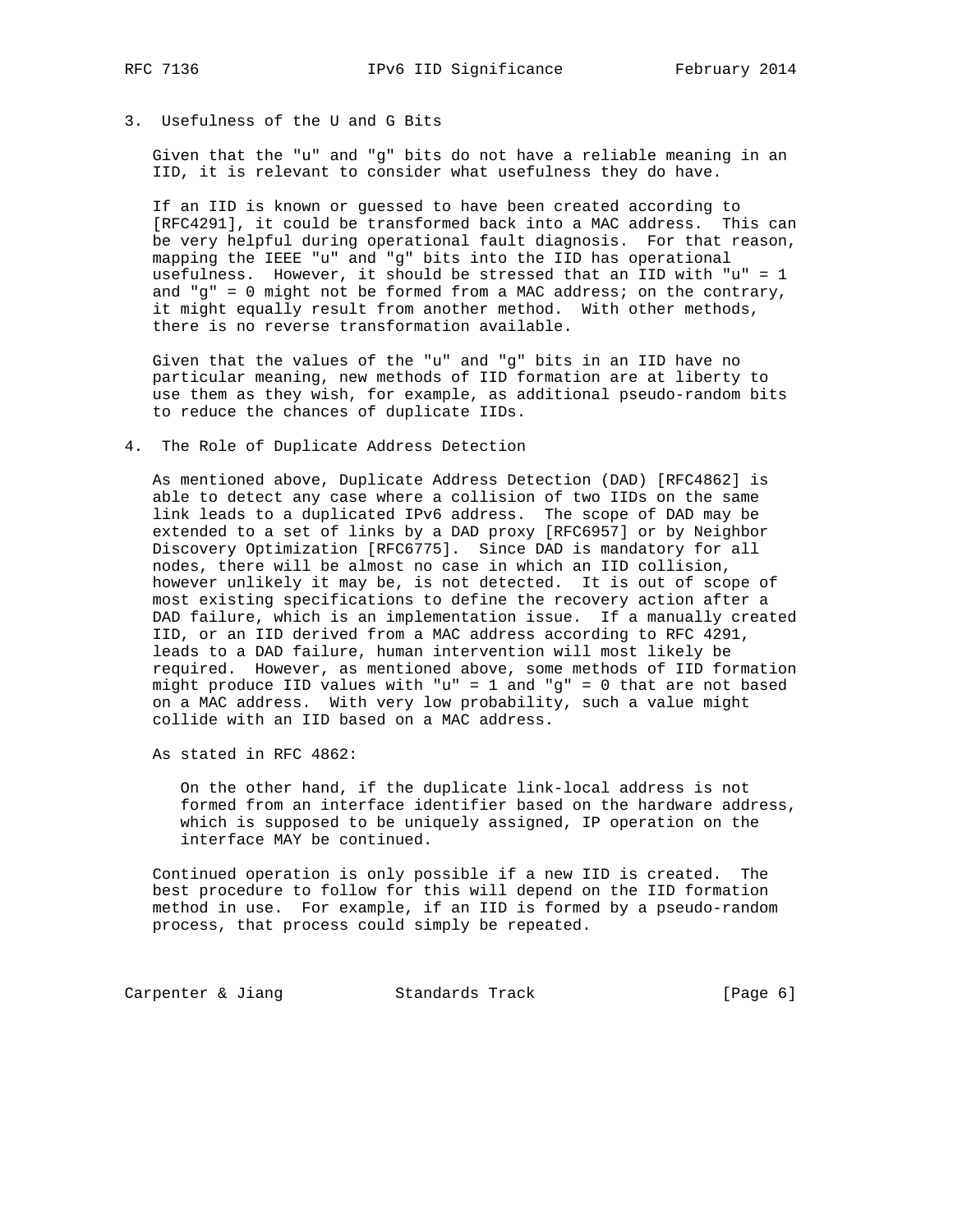## 3. Usefulness of the U and G Bits

Given that the "u" and "g" bits do not have a reliable meaning in an IID, it is relevant to consider what usefulness they do have.

If an IID is known or guessed to have been created according to [RFC4291], it could be transformed back into a MAC address. This can be very helpful during operational fault diagnosis. For that reason, mapping the IEEE "u" and "g" bits into the IID has operational usefulness. However, it should be stressed that an IID with "u" = 1 and "g" = 0 might not be formed from a MAC address; on the contrary, it might equally result from another method. With other methods, there is no reverse transformation available.

Given that the values of the "u" and "g" bits in an IID have no particular meaning, new methods of IID formation are at liberty to use them as they wish, for example, as additional pseudo-random bits to reduce the chances of duplicate IIDs.

## 4. The Role of Duplicate Address Detection

As mentioned above, Duplicate Address Detection (DAD) [RFC4862] is able to detect any case where a collision of two IIDs on the same link leads to a duplicated IPv6 address. The scope of DAD may be extended to a set of links by a DAD proxy [RFC6957] or by Neighbor Discovery Optimization [RFC6775]. Since DAD is mandatory for all nodes, there will be almost no case in which an IID collision, however unlikely it may be, is not detected. It is out of scope of most existing specifications to define the recovery action after a DAD failure, which is an implementation issue. If a manually created IID, or an IID derived from a MAC address according to RFC 4291, leads to a DAD failure, human intervention will most likely be required. However, as mentioned above, some methods of IID formation might produce IID values with "u" = 1 and "g" = 0 that are not based on a MAC address. With very low probability, such a value might collide with an IID based on a MAC address.

As stated in RFC 4862:

> On the other hand, if the duplicate link-local address is not formed from an interface identifier based on the hardware address, which is supposed to be uniquely assigned, IP operation on the interface MAY be continued.

Continued operation is only possible if a new IID is created. The best procedure to follow for this will depend on the IID formation method in use. For example, if an IID is formed by a pseudo-random process, that process could simply be repeated.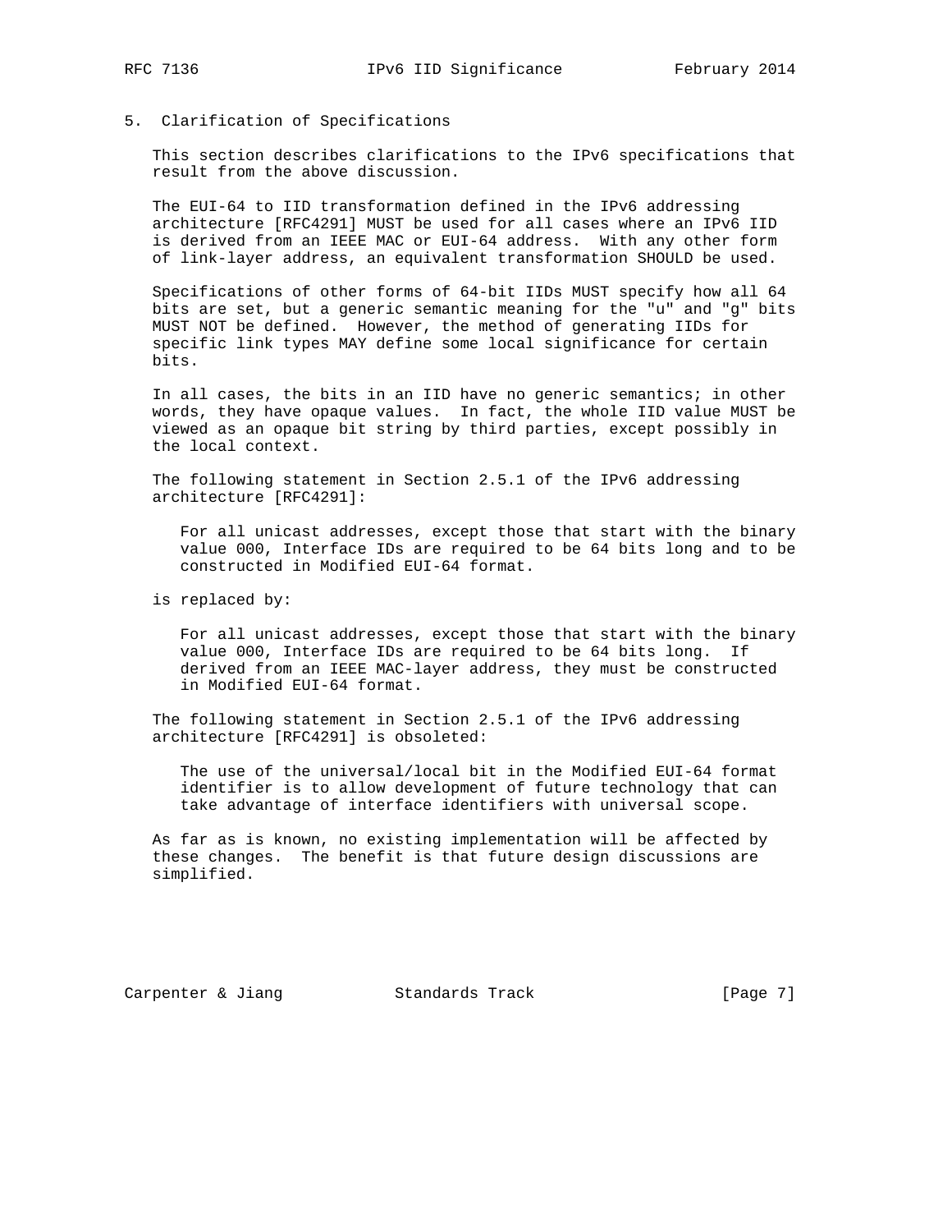## 5. Clarification of Specifications

This section describes clarifications to the IPv6 specifications that result from the above discussion.

The EUI-64 to IID transformation defined in the IPv6 addressing architecture [RFC4291] MUST be used for all cases where an IPv6 IID is derived from an IEEE MAC or EUI-64 address. With any other form of link-layer address, an equivalent transformation SHOULD be used.

Specifications of other forms of 64-bit IIDs MUST specify how all 64 bits are set, but a generic semantic meaning for the "u" and "g" bits MUST NOT be defined. However, the method of generating IIDs for specific link types MAY define some local significance for certain bits.

In all cases, the bits in an IID have no generic semantics; in other words, they have opaque values. In fact, the whole IID value MUST be viewed as an opaque bit string by third parties, except possibly in the local context.

The following statement in Section 2.5.1 of the IPv6 addressing architecture [RFC4291]:

> For all unicast addresses, except those that start with the binary value 000, Interface IDs are required to be 64 bits long and to be constructed in Modified EUI-64 format.

is replaced by:

> For all unicast addresses, except those that start with the binary value 000, Interface IDs are required to be 64 bits long. If derived from an IEEE MAC-layer address, they must be constructed in Modified EUI-64 format.

The following statement in Section 2.5.1 of the IPv6 addressing architecture [RFC4291] is obsoleted:

> The use of the universal/local bit in the Modified EUI-64 format identifier is to allow development of future technology that can take advantage of interface identifiers with universal scope.

As far as is known, no existing implementation will be affected by these changes. The benefit is that future design discussions are simplified.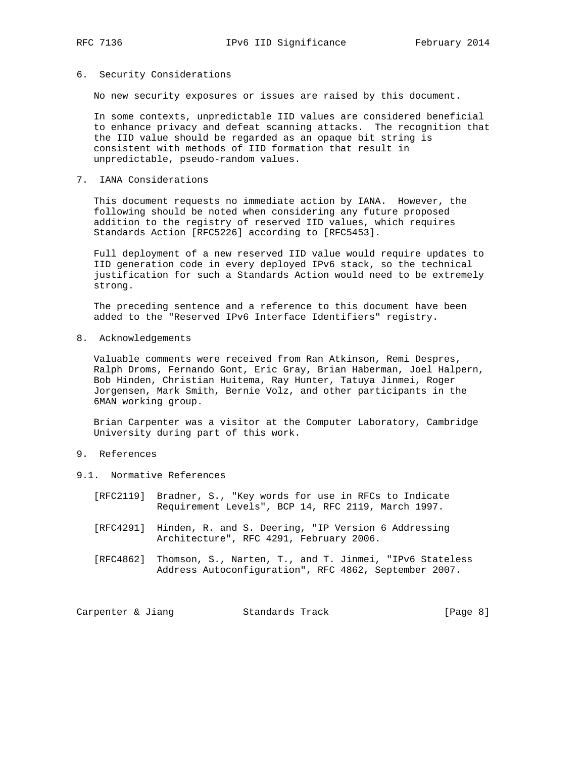## 6. Security Considerations

No new security exposures or issues are raised by this document.

In some contexts, unpredictable IID values are considered beneficial to enhance privacy and defeat scanning attacks. The recognition that the IID value should be regarded as an opaque bit string is consistent with methods of IID formation that result in unpredictable, pseudo-random values.

## 7. IANA Considerations

This document requests no immediate action by IANA. However, the following should be noted when considering any future proposed addition to the registry of reserved IID values, which requires Standards Action [RFC5226] according to [RFC5453].

Full deployment of a new reserved IID value would require updates to IID generation code in every deployed IPv6 stack, so the technical justification for such a Standards Action would need to be extremely strong.

The preceding sentence and a reference to this document have been added to the "Reserved IPv6 Interface Identifiers" registry.

## 8. Acknowledgements

Valuable comments were received from Ran Atkinson, Remi Despres, Ralph Droms, Fernando Gont, Eric Gray, Brian Haberman, Joel Halpern, Bob Hinden, Christian Huitema, Ray Hunter, Tatuya Jinmei, Roger Jorgensen, Mark Smith, Bernie Volz, and other participants in the 6MAN working group.

Brian Carpenter was a visitor at the Computer Laboratory, Cambridge University during part of this work.

## 9. References

### 9.1. Normative References

[RFC2119] Bradner, S., "Key words for use in RFCs to Indicate Requirement Levels", BCP 14, RFC 2119, March 1997.

[RFC4291] Hinden, R. and S. Deering, "IP Version 6 Addressing Architecture", RFC 4291, February 2006.

[RFC4862] Thomson, S., Narten, T., and T. Jinmei, "IPv6 Stateless Address Autoconfiguration", RFC 4862, September 2007.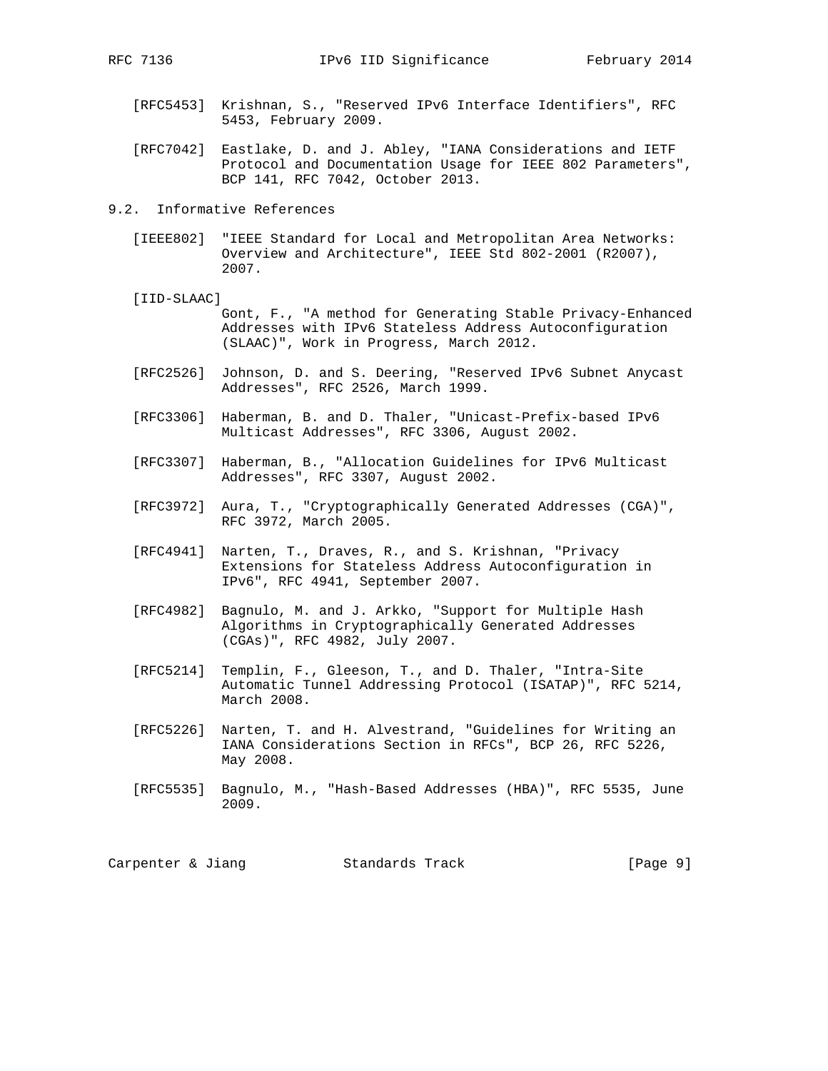[RFC5453] Krishnan, S., "Reserved IPv6 Interface Identifiers", RFC 5453, February 2009.

[RFC7042] Eastlake, D. and J. Abley, "IANA Considerations and IETF Protocol and Documentation Usage for IEEE 802 Parameters", BCP 141, RFC 7042, October 2013.

## 9.2. Informative References

[IEEE802] "IEEE Standard for Local and Metropolitan Area Networks: Overview and Architecture", IEEE Std 802-2001 (R2007), 2007.

[IID-SLAAC] Gont, F., "A method for Generating Stable Privacy-Enhanced Addresses with IPv6 Stateless Address Autoconfiguration (SLAAC)", Work in Progress, March 2012.

[RFC2526] Johnson, D. and S. Deering, "Reserved IPv6 Subnet Anycast Addresses", RFC 2526, March 1999.

[RFC3306] Haberman, B. and D. Thaler, "Unicast-Prefix-based IPv6 Multicast Addresses", RFC 3306, August 2002.

[RFC3307] Haberman, B., "Allocation Guidelines for IPv6 Multicast Addresses", RFC 3307, August 2002.

[RFC3972] Aura, T., "Cryptographically Generated Addresses (CGA)", RFC 3972, March 2005.

[RFC4941] Narten, T., Draves, R., and S. Krishnan, "Privacy Extensions for Stateless Address Autoconfiguration in IPv6", RFC 4941, September 2007.

[RFC4982] Bagnulo, M. and J. Arkko, "Support for Multiple Hash Algorithms in Cryptographically Generated Addresses (CGAs)", RFC 4982, July 2007.

[RFC5214] Templin, F., Gleeson, T., and D. Thaler, "Intra-Site Automatic Tunnel Addressing Protocol (ISATAP)", RFC 5214, March 2008.

[RFC5226] Narten, T. and H. Alvestrand, "Guidelines for Writing an IANA Considerations Section in RFCs", BCP 26, RFC 5226, May 2008.

[RFC5535] Bagnulo, M., "Hash-Based Addresses (HBA)", RFC 5535, June 2009.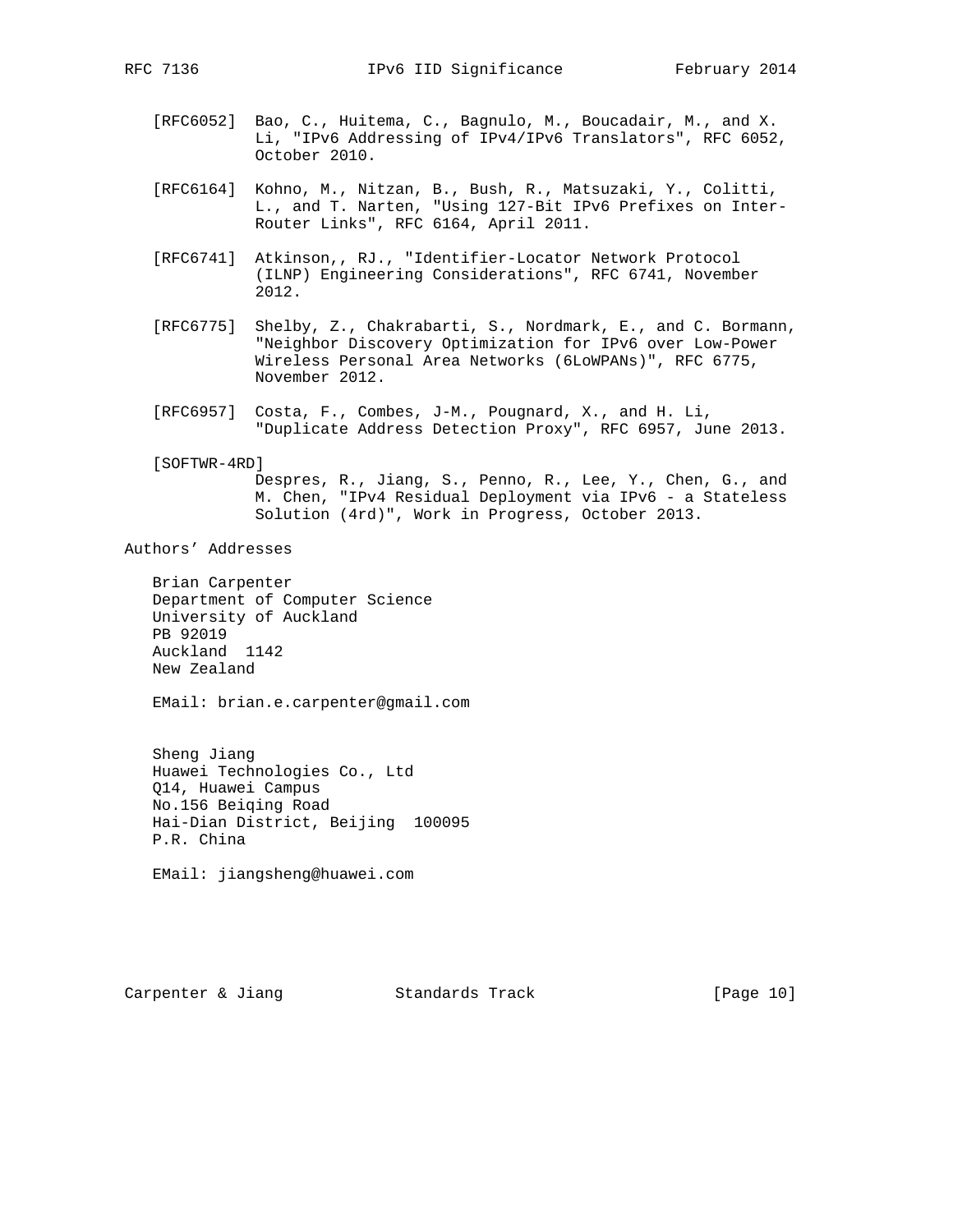[RFC6052] Bao, C., Huitema, C., Bagnulo, M., Boucadair, M., and X. Li, "IPv6 Addressing of IPv4/IPv6 Translators", RFC 6052, October 2010.

[RFC6164] Kohno, M., Nitzan, B., Bush, R., Matsuzaki, Y., Colitti, L., and T. Narten, "Using 127-Bit IPv6 Prefixes on Inter-Router Links", RFC 6164, April 2011.

[RFC6741] Atkinson,, RJ., "Identifier-Locator Network Protocol (ILNP) Engineering Considerations", RFC 6741, November 2012.

[RFC6775] Shelby, Z., Chakrabarti, S., Nordmark, E., and C. Bormann, "Neighbor Discovery Optimization for IPv6 over Low-Power Wireless Personal Area Networks (6LoWPANs)", RFC 6775, November 2012.

[RFC6957] Costa, F., Combes, J-M., Pougnard, X., and H. Li, "Duplicate Address Detection Proxy", RFC 6957, June 2013.

[SOFTWR-4RD] Despres, R., Jiang, S., Penno, R., Lee, Y., Chen, G., and M. Chen, "IPv4 Residual Deployment via IPv6 - a Stateless Solution (4rd)", Work in Progress, October 2013.

## Authors' Addresses

Brian Carpenter
Department of Computer Science
University of Auckland
PB 92019
Auckland 1142
New Zealand

EMail: brian.e.carpenter@gmail.com

Sheng Jiang
Huawei Technologies Co., Ltd
Q14, Huawei Campus
No.156 Beiqing Road
Hai-Dian District, Beijing 100095
P.R. China

EMail: jiangsheng@huawei.com